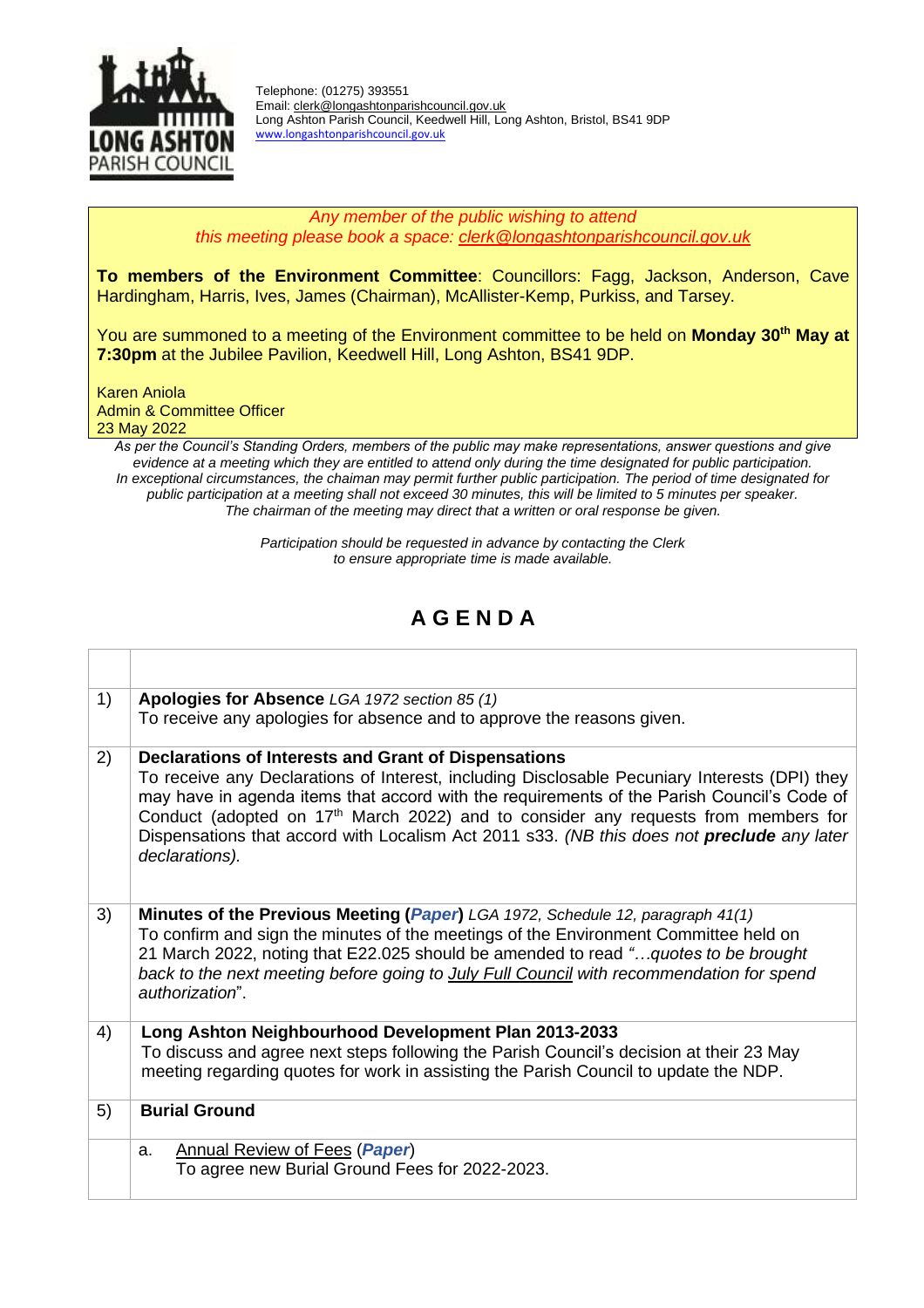LONG ASHTON PARISH COUNCIL

Telephone: (01275) 393551
Email: clerk@longashtonparishcouncil.gov.uk
Long Ashton Parish Council, Keedwell Hill, Long Ashton, Bristol, BS41 9DP
www.longashtonparishcouncil.gov.uk

*Any member of the public wishing to attend this meeting please book a space: clerk@longashtonparishcouncil.gov.uk*

**To members of the Environment Committee**: Councillors: Fagg, Jackson, Anderson, Cave Hardingham, Harris, Ives, James (Chairman), McAllister-Kemp, Purkiss, and Tarsey.

You are summoned to a meeting of the Environment committee to be held on **Monday 30th May at 7:30pm** at the Jubilee Pavilion, Keedwell Hill, Long Ashton, BS41 9DP.

Karen Aniola
Admin & Committee Officer
23 May 2022

*As per the Council's Standing Orders, members of the public may make representations, answer questions and give evidence at a meeting which they are entitled to attend only during the time designated for public participation. In exceptional circumstances, the chaiman may permit further public participation. The period of time designated for public participation at a meeting shall not exceed 30 minutes, this will be limited to 5 minutes per speaker. The chairman of the meeting may direct that a written or oral response be given.*

*Participation should be requested in advance by contacting the Clerk to ensure appropriate time is made available.*

# A G E N D A

| | |
|---|---|
| 1) | **Apologies for Absence** *LGA 1972 section 85 (1)*<br>To receive any apologies for absence and to approve the reasons given. |
| 2) | **Declarations of Interests and Grant of Dispensations**<br>To receive any Declarations of Interest, including Disclosable Pecuniary Interests (DPI) they may have in agenda items that accord with the requirements of the Parish Council's Code of Conduct (adopted on 17th March 2022) and to consider any requests from members for Dispensations that accord with Localism Act 2011 s33. *(NB this does not **preclude** any later declarations).* |
| 3) | **Minutes of the Previous Meeting (*Paper*)** *LGA 1972, Schedule 12, paragraph 41(1)*<br>To confirm and sign the minutes of the meetings of the Environment Committee held on 21 March 2022, noting that E22.025 should be amended to read *"…quotes to be brought back to the next meeting before going to July Full Council with recommendation for spend authorization"*. |
| 4) | **Long Ashton Neighbourhood Development Plan 2013-2033**<br>To discuss and agree next steps following the Parish Council's decision at their 23 May meeting regarding quotes for work in assisting the Parish Council to update the NDP. |
| 5) | **Burial Ground** |
| | a. Annual Review of Fees (***Paper***)<br>To agree new Burial Ground Fees for 2022-2023. |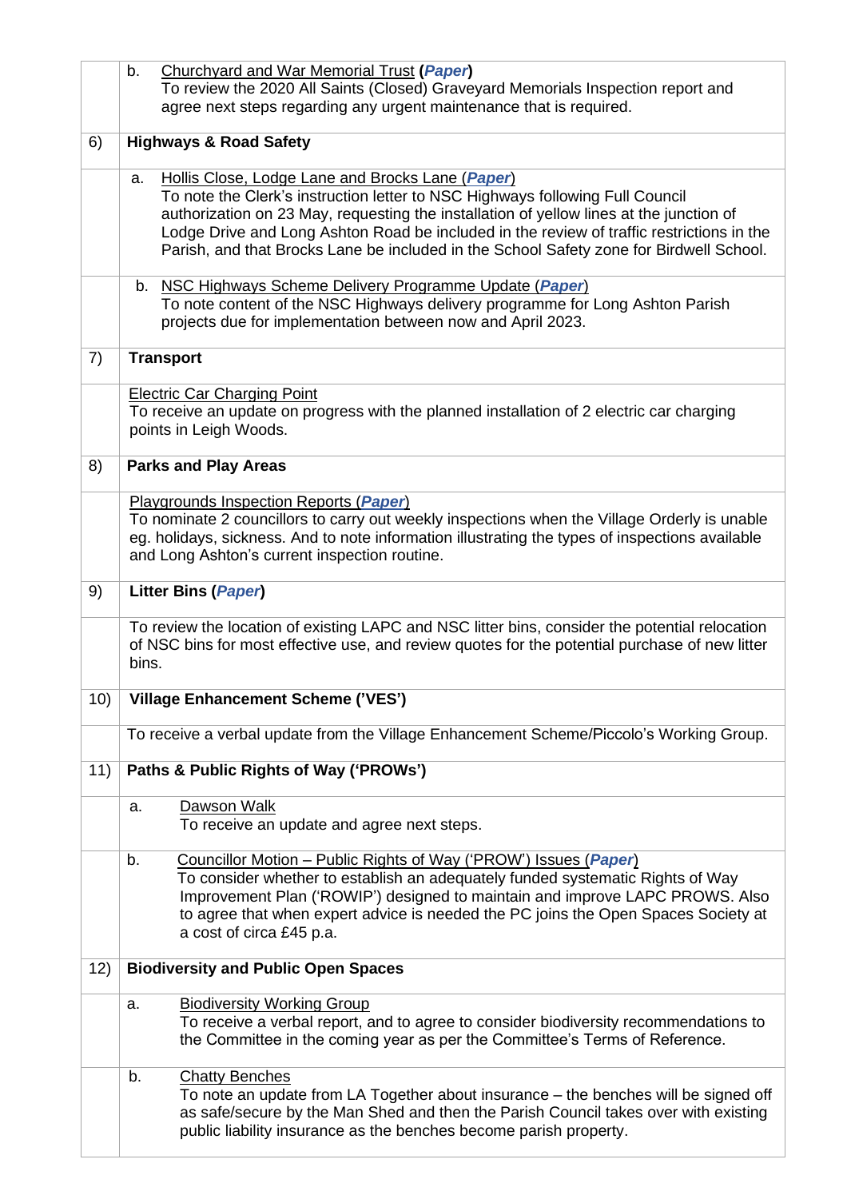| | |
|---|---|
| | b. <u>Churchyard and War Memorial Trust</u> **(*Paper*)**<br>To review the 2020 All Saints (Closed) Graveyard Memorials Inspection report and agree next steps regarding any urgent maintenance that is required. |
| 6) | **Highways & Road Safety** |
| | a. <u>Hollis Close, Lodge Lane and Brocks Lane (***Paper***)</u><br>To note the Clerk's instruction letter to NSC Highways following Full Council authorization on 23 May, requesting the installation of yellow lines at the junction of Lodge Drive and Long Ashton Road be included in the review of traffic restrictions in the Parish, and that Brocks Lane be included in the School Safety zone for Birdwell School. |
| | b. <u>NSC Highways Scheme Delivery Programme Update (***Paper***)</u><br>To note content of the NSC Highways delivery programme for Long Ashton Parish projects due for implementation between now and April 2023. |
| 7) | **Transport** |
| | <u>Electric Car Charging Point</u><br>To receive an update on progress with the planned installation of 2 electric car charging points in Leigh Woods. |
| 8) | **Parks and Play Areas** |
| | <u>Playgrounds Inspection Reports (***Paper***)</u><br>To nominate 2 councillors to carry out weekly inspections when the Village Orderly is unable eg. holidays, sickness. And to note information illustrating the types of inspections available and Long Ashton's current inspection routine. |
| 9) | **Litter Bins (*Paper*)** |
| | To review the location of existing LAPC and NSC litter bins, consider the potential relocation of NSC bins for most effective use, and review quotes for the potential purchase of new litter bins. |
| 10) | **Village Enhancement Scheme ('VES')** |
| | To receive a verbal update from the Village Enhancement Scheme/Piccolo's Working Group. |
| 11) | **Paths & Public Rights of Way ('PROWs')** |
| | a. <u>Dawson Walk</u><br>To receive an update and agree next steps. |
| | b. <u>Councillor Motion – Public Rights of Way ('PROW') Issues (***Paper***)</u><br>To consider whether to establish an adequately funded systematic Rights of Way Improvement Plan ('ROWIP') designed to maintain and improve LAPC PROWS. Also to agree that when expert advice is needed the PC joins the Open Spaces Society at a cost of circa £45 p.a. |
| 12) | **Biodiversity and Public Open Spaces** |
| | a. <u>Biodiversity Working Group</u><br>To receive a verbal report, and to agree to consider biodiversity recommendations to the Committee in the coming year as per the Committee's Terms of Reference. |
| | b. <u>Chatty Benches</u><br>To note an update from LA Together about insurance – the benches will be signed off as safe/secure by the Man Shed and then the Parish Council takes over with existing public liability insurance as the benches become parish property. |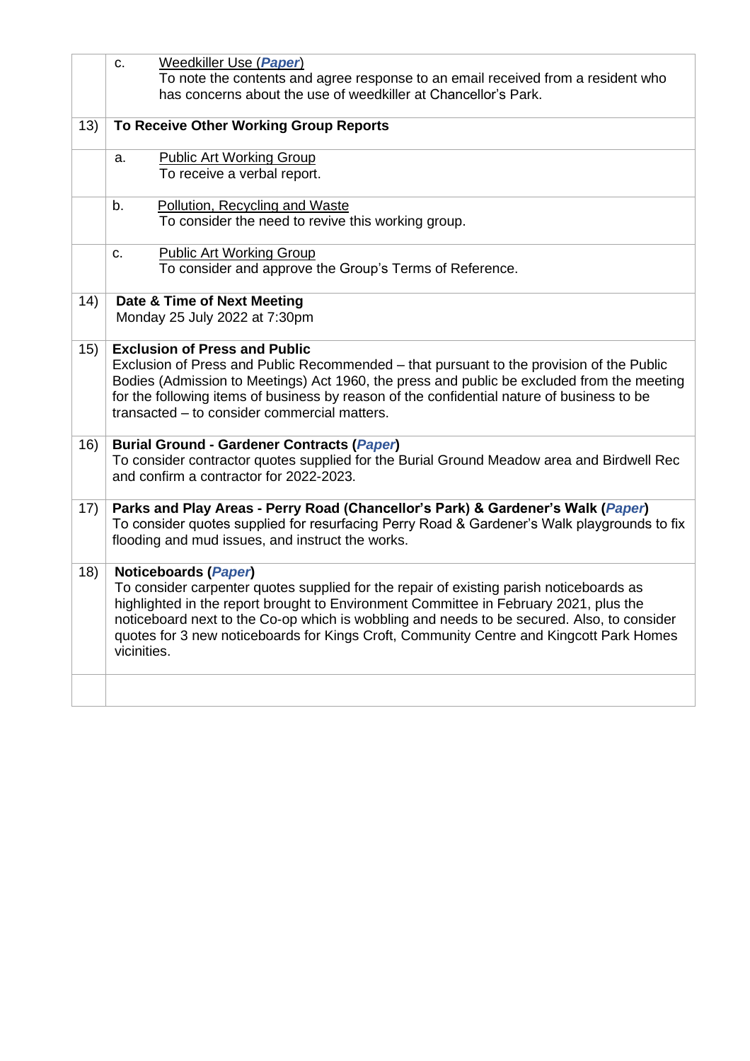| | |
|---|---|
| | c. Weedkiller Use (***Paper***)<br>To note the contents and agree response to an email received from a resident who has concerns about the use of weedkiller at Chancellor's Park. |
| 13) | **To Receive Other Working Group Reports** |
| | a. Public Art Working Group<br>To receive a verbal report. |
| | b. Pollution, Recycling and Waste<br>To consider the need to revive this working group. |
| | c. Public Art Working Group<br>To consider and approve the Group's Terms of Reference. |
| 14) | **Date & Time of Next Meeting**<br>Monday 25 July 2022 at 7:30pm |
| 15) | **Exclusion of Press and Public**<br>Exclusion of Press and Public Recommended – that pursuant to the provision of the Public Bodies (Admission to Meetings) Act 1960, the press and public be excluded from the meeting for the following items of business by reason of the confidential nature of business to be transacted – to consider commercial matters. |
| 16) | **Burial Ground - Gardener Contracts (*Paper*)**<br>To consider contractor quotes supplied for the Burial Ground Meadow area and Birdwell Rec and confirm a contractor for 2022-2023. |
| 17) | **Parks and Play Areas - Perry Road (Chancellor's Park) & Gardener's Walk (*Paper*)**<br>To consider quotes supplied for resurfacing Perry Road & Gardener's Walk playgrounds to fix flooding and mud issues, and instruct the works. |
| 18) | **Noticeboards (*Paper*)**<br>To consider carpenter quotes supplied for the repair of existing parish noticeboards as highlighted in the report brought to Environment Committee in February 2021, plus the noticeboard next to the Co-op which is wobbling and needs to be secured. Also, to consider quotes for 3 new noticeboards for Kings Croft, Community Centre and Kingcott Park Homes vicinities. |
| | |